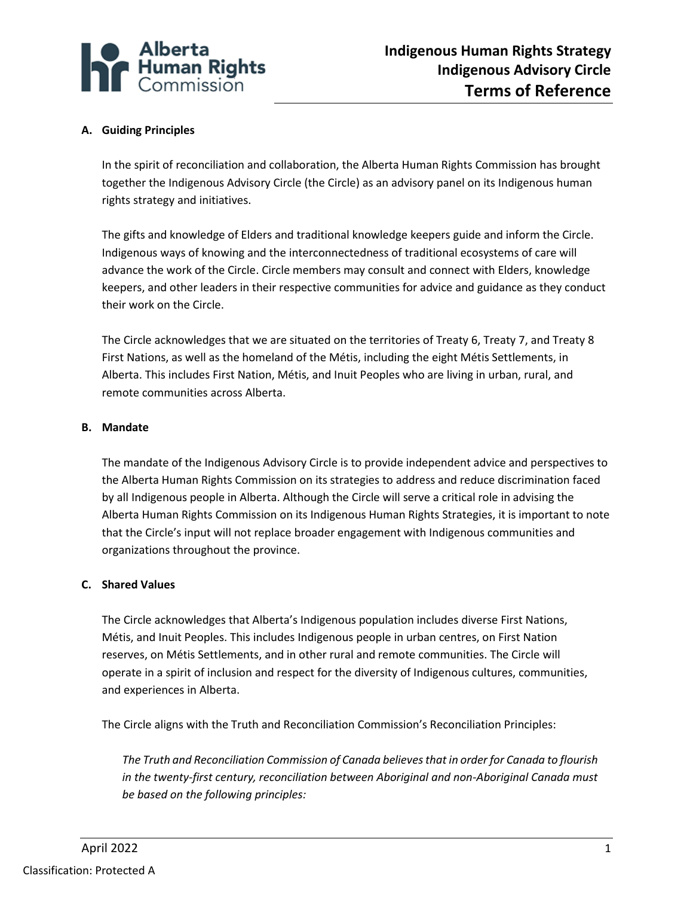# Indigenous Human Rights Strategy
# Indigenous Advisory Circle
# Terms of Reference

## A. Guiding Principles

In the spirit of reconciliation and collaboration, the Alberta Human Rights Commission has brought together the Indigenous Advisory Circle (the Circle) as an advisory panel on its Indigenous human rights strategy and initiatives.

The gifts and knowledge of Elders and traditional knowledge keepers guide and inform the Circle. Indigenous ways of knowing and the interconnectedness of traditional ecosystems of care will advance the work of the Circle. Circle members may consult and connect with Elders, knowledge keepers, and other leaders in their respective communities for advice and guidance as they conduct their work on the Circle.

The Circle acknowledges that we are situated on the territories of Treaty 6, Treaty 7, and Treaty 8 First Nations, as well as the homeland of the Métis, including the eight Métis Settlements, in Alberta. This includes First Nation, Métis, and Inuit Peoples who are living in urban, rural, and remote communities across Alberta.

## B. Mandate

The mandate of the Indigenous Advisory Circle is to provide independent advice and perspectives to the Alberta Human Rights Commission on its strategies to address and reduce discrimination faced by all Indigenous people in Alberta. Although the Circle will serve a critical role in advising the Alberta Human Rights Commission on its Indigenous Human Rights Strategies, it is important to note that the Circle's input will not replace broader engagement with Indigenous communities and organizations throughout the province.

## C. Shared Values

The Circle acknowledges that Alberta's Indigenous population includes diverse First Nations, Métis, and Inuit Peoples. This includes Indigenous people in urban centres, on First Nation reserves, on Métis Settlements, and in other rural and remote communities. The Circle will operate in a spirit of inclusion and respect for the diversity of Indigenous cultures, communities, and experiences in Alberta.

The Circle aligns with the Truth and Reconciliation Commission's Reconciliation Principles:

*The Truth and Reconciliation Commission of Canada believes that in order for Canada to flourish in the twenty-first century, reconciliation between Aboriginal and non-Aboriginal Canada must be based on the following principles:*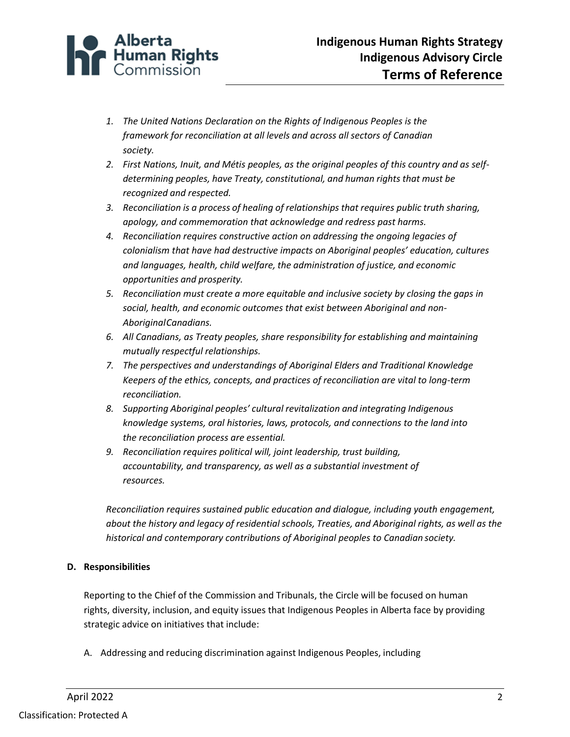1. *The United Nations Declaration on the Rights of Indigenous Peoples is the framework for reconciliation at all levels and across all sectors of Canadian society.*
2. *First Nations, Inuit, and Métis peoples, as the original peoples of this country and as self-determining peoples, have Treaty, constitutional, and human rights that must be recognized and respected.*
3. *Reconciliation is a process of healing of relationships that requires public truth sharing, apology, and commemoration that acknowledge and redress past harms.*
4. *Reconciliation requires constructive action on addressing the ongoing legacies of colonialism that have had destructive impacts on Aboriginal peoples' education, cultures and languages, health, child welfare, the administration of justice, and economic opportunities and prosperity.*
5. *Reconciliation must create a more equitable and inclusive society by closing the gaps in social, health, and economic outcomes that exist between Aboriginal and non-Aboriginal Canadians.*
6. *All Canadians, as Treaty peoples, share responsibility for establishing and maintaining mutually respectful relationships.*
7. *The perspectives and understandings of Aboriginal Elders and Traditional Knowledge Keepers of the ethics, concepts, and practices of reconciliation are vital to long-term reconciliation.*
8. *Supporting Aboriginal peoples' cultural revitalization and integrating Indigenous knowledge systems, oral histories, laws, protocols, and connections to the land into the reconciliation process are essential.*
9. *Reconciliation requires political will, joint leadership, trust building, accountability, and transparency, as well as a substantial investment of resources.*

*Reconciliation requires sustained public education and dialogue, including youth engagement, about the history and legacy of residential schools, Treaties, and Aboriginal rights, as well as the historical and contemporary contributions of Aboriginal peoples to Canadian society.*

## D. Responsibilities

Reporting to the Chief of the Commission and Tribunals, the Circle will be focused on human rights, diversity, inclusion, and equity issues that Indigenous Peoples in Alberta face by providing strategic advice on initiatives that include:

A. Addressing and reducing discrimination against Indigenous Peoples, including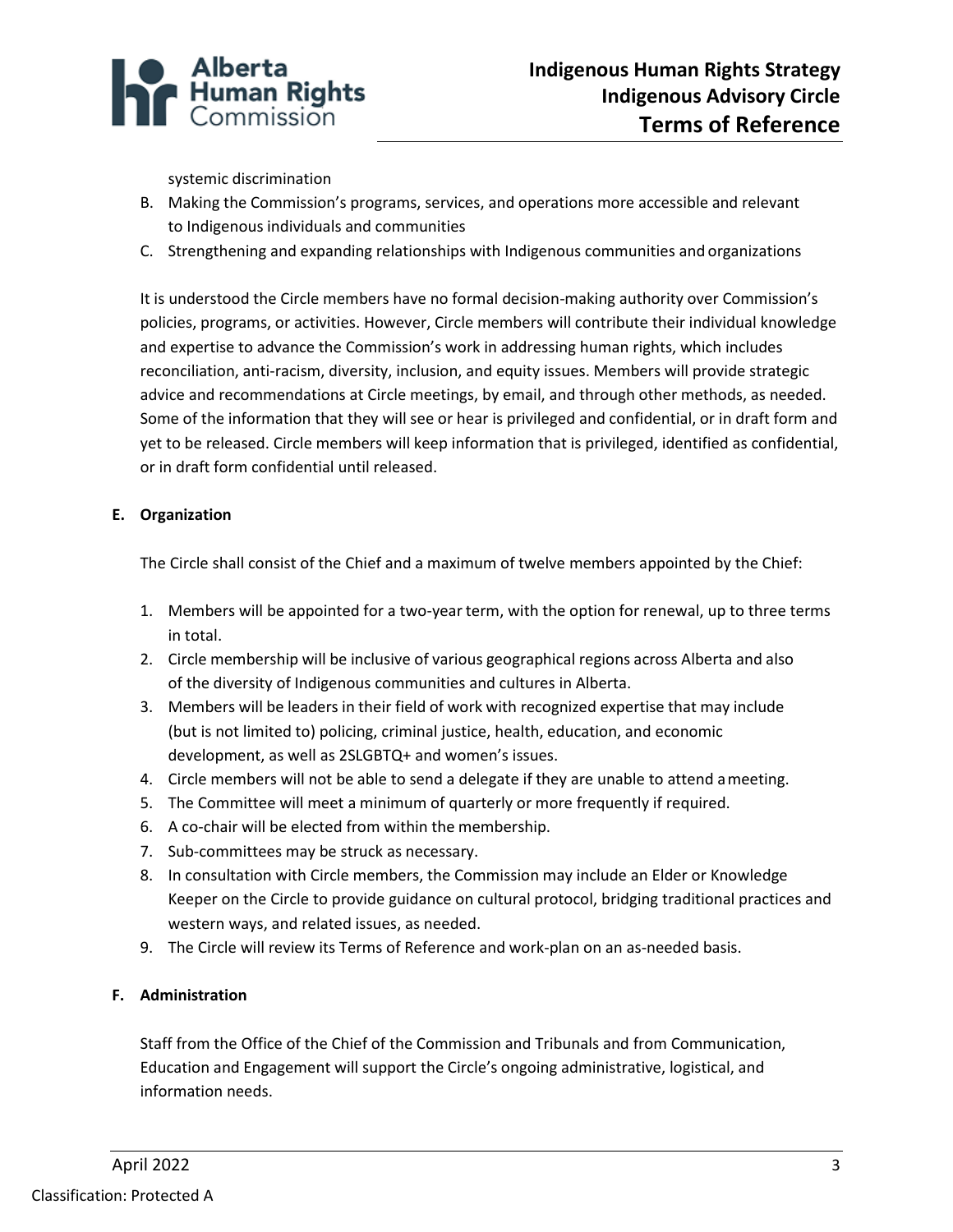systemic discrimination

B. Making the Commission's programs, services, and operations more accessible and relevant to Indigenous individuals and communities
C. Strengthening and expanding relationships with Indigenous communities and organizations

It is understood the Circle members have no formal decision-making authority over Commission's policies, programs, or activities. However, Circle members will contribute their individual knowledge and expertise to advance the Commission's work in addressing human rights, which includes reconciliation, anti-racism, diversity, inclusion, and equity issues. Members will provide strategic advice and recommendations at Circle meetings, by email, and through other methods, as needed. Some of the information that they will see or hear is privileged and confidential, or in draft form and yet to be released. Circle members will keep information that is privileged, identified as confidential, or in draft form confidential until released.

### E. Organization

The Circle shall consist of the Chief and a maximum of twelve members appointed by the Chief:

1. Members will be appointed for a two-year term, with the option for renewal, up to three terms in total.
2. Circle membership will be inclusive of various geographical regions across Alberta and also of the diversity of Indigenous communities and cultures in Alberta.
3. Members will be leaders in their field of work with recognized expertise that may include (but is not limited to) policing, criminal justice, health, education, and economic development, as well as 2SLGBTQ+ and women's issues.
4. Circle members will not be able to send a delegate if they are unable to attend a meeting.
5. The Committee will meet a minimum of quarterly or more frequently if required.
6. A co-chair will be elected from within the membership.
7. Sub-committees may be struck as necessary.
8. In consultation with Circle members, the Commission may include an Elder or Knowledge Keeper on the Circle to provide guidance on cultural protocol, bridging traditional practices and western ways, and related issues, as needed.
9. The Circle will review its Terms of Reference and work-plan on an as-needed basis.

### F. Administration

Staff from the Office of the Chief of the Commission and Tribunals and from Communication, Education and Engagement will support the Circle's ongoing administrative, logistical, and information needs.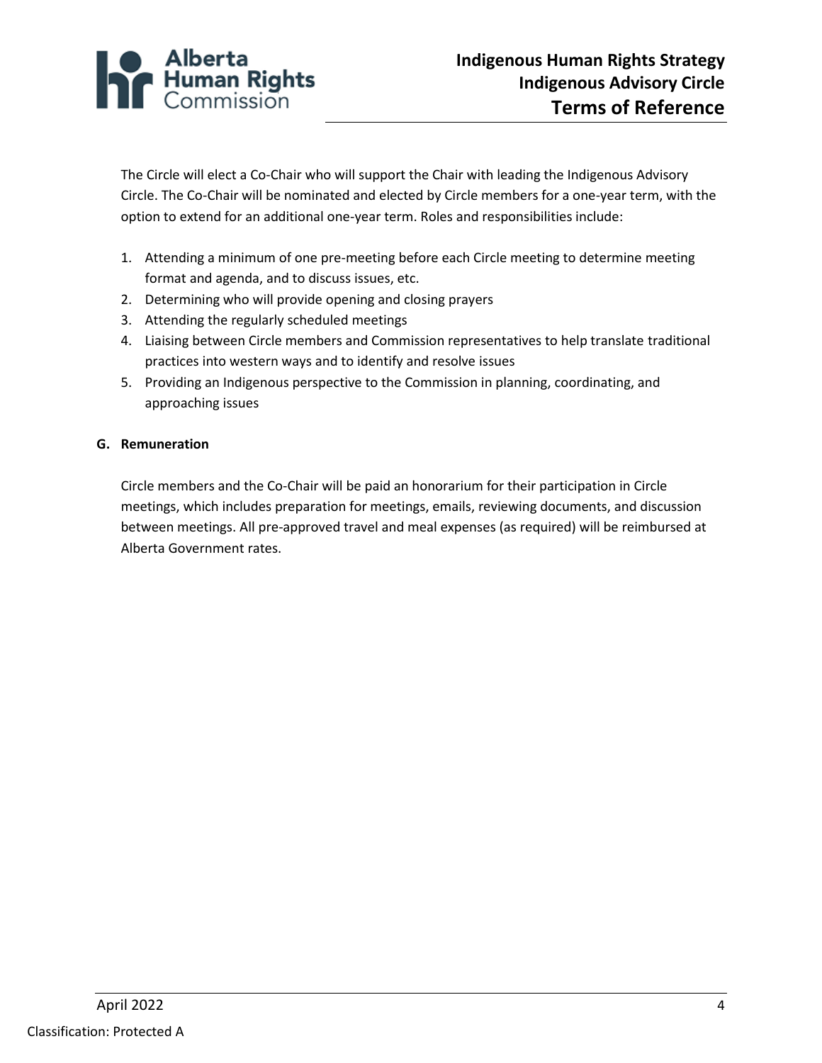The Circle will elect a Co-Chair who will support the Chair with leading the Indigenous Advisory Circle. The Co-Chair will be nominated and elected by Circle members for a one-year term, with the option to extend for an additional one-year term. Roles and responsibilities include:

1. Attending a minimum of one pre-meeting before each Circle meeting to determine meeting format and agenda, and to discuss issues, etc.
2. Determining who will provide opening and closing prayers
3. Attending the regularly scheduled meetings
4. Liaising between Circle members and Commission representatives to help translate traditional practices into western ways and to identify and resolve issues
5. Providing an Indigenous perspective to the Commission in planning, coordinating, and approaching issues

**G. Remuneration**

Circle members and the Co-Chair will be paid an honorarium for their participation in Circle meetings, which includes preparation for meetings, emails, reviewing documents, and discussion between meetings. All pre-approved travel and meal expenses (as required) will be reimbursed at Alberta Government rates.